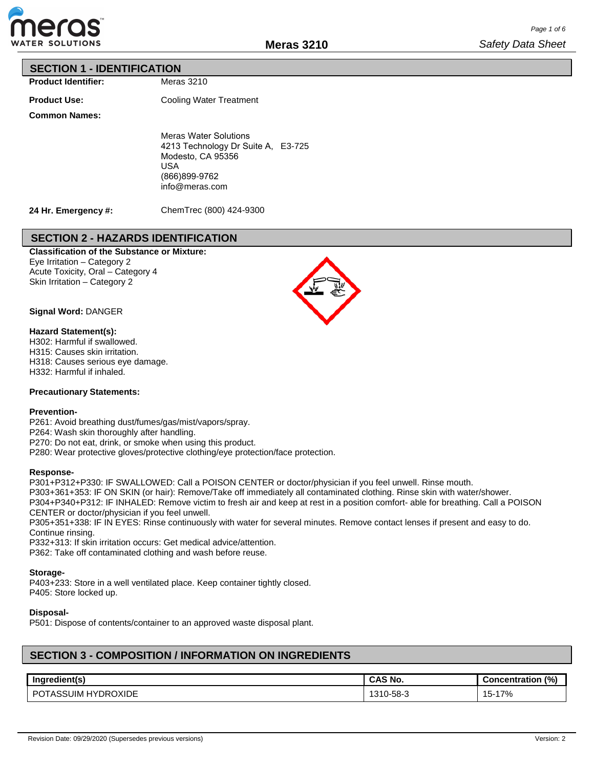## SECTION 1 - IDENTIFICATION

**Product Identifier:** Meras 3210

**Product Use:** Cooling Water Treatment

**Common Names:**

Meras Water Solutions
4213 Technology Dr Suite A, E3-725
Modesto, CA 95356
USA
(866)899-9762
info@meras.com

**24 Hr. Emergency #:** ChemTrec (800) 424-9300

## SECTION 2 - HAZARDS IDENTIFICATION

**Classification of the Substance or Mixture:**
Eye Irritation – Category 2
Acute Toxicity, Oral – Category 4
Skin Irritation – Category 2

**Signal Word:** DANGER

**Hazard Statement(s):**
H302: Harmful if swallowed.
H315: Causes skin irritation.
H318: Causes serious eye damage.
H332: Harmful if inhaled.

**Precautionary Statements:**

**Prevention-**
P261: Avoid breathing dust/fumes/gas/mist/vapors/spray.
P264: Wash skin thoroughly after handling.
P270: Do not eat, drink, or smoke when using this product.
P280: Wear protective gloves/protective clothing/eye protection/face protection.

**Response-**
P301+P312+P330: IF SWALLOWED: Call a POISON CENTER or doctor/physician if you feel unwell. Rinse mouth.
P303+361+353: IF ON SKIN (or hair): Remove/Take off immediately all contaminated clothing. Rinse skin with water/shower.
P304+P340+P312: IF INHALED: Remove victim to fresh air and keep at rest in a position comfort- able for breathing. Call a POISON CENTER or doctor/physician if you feel unwell.
P305+351+338: IF IN EYES: Rinse continuously with water for several minutes. Remove contact lenses if present and easy to do. Continue rinsing.
P332+313: If skin irritation occurs: Get medical advice/attention.
P362: Take off contaminated clothing and wash before reuse.

**Storage-**
P403+233: Store in a well ventilated place. Keep container tightly closed.
P405: Store locked up.

**Disposal-**
P501: Dispose of contents/container to an approved waste disposal plant.

## SECTION 3 - COMPOSITION / INFORMATION ON INGREDIENTS

| Ingredient(s) | CAS No. | Concentration (%) |
|---|---|---|
| POTASSUIM HYDROXIDE | 1310-58-3 | 15-17% |

Revision Date: 09/29/2020 (Supersedes previous versions) Version: 2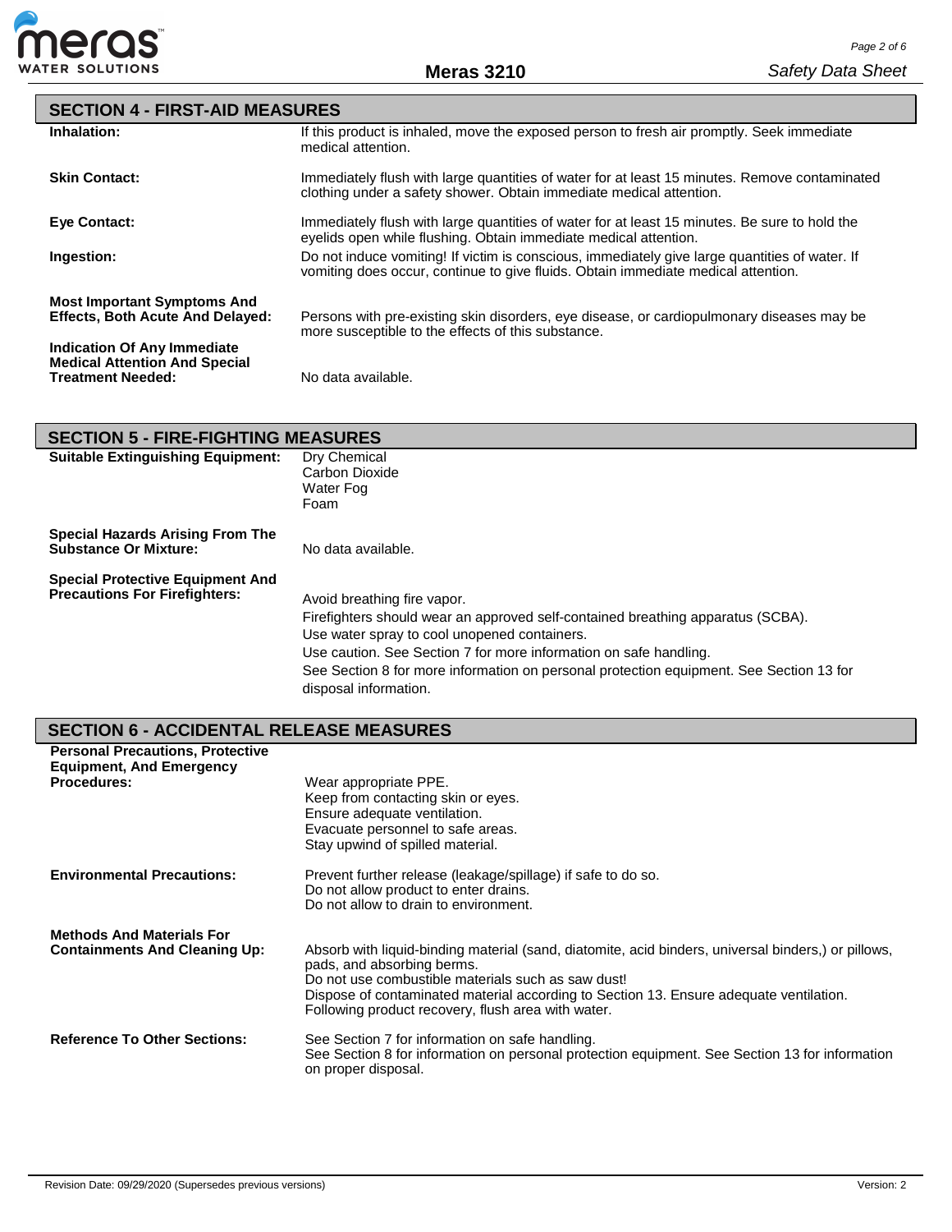## SECTION 4 - FIRST-AID MEASURES

**Inhalation:** If this product is inhaled, move the exposed person to fresh air promptly. Seek immediate medical attention.

**Skin Contact:** Immediately flush with large quantities of water for at least 15 minutes. Remove contaminated clothing under a safety shower. Obtain immediate medical attention.

**Eye Contact:** Immediately flush with large quantities of water for at least 15 minutes. Be sure to hold the eyelids open while flushing. Obtain immediate medical attention.

**Ingestion:** Do not induce vomiting! If victim is conscious, immediately give large quantities of water. If vomiting does occur, continue to give fluids. Obtain immediate medical attention.

**Most Important Symptoms And Effects, Both Acute And Delayed:** Persons with pre-existing skin disorders, eye disease, or cardiopulmonary diseases may be more susceptible to the effects of this substance.

**Indication Of Any Immediate Medical Attention And Special Treatment Needed:** No data available.

## SECTION 5 - FIRE-FIGHTING MEASURES

**Suitable Extinguishing Equipment:**
Dry Chemical
Carbon Dioxide
Water Fog
Foam

**Special Hazards Arising From The Substance Or Mixture:** No data available.

**Special Protective Equipment And Precautions For Firefighters:**
Avoid breathing fire vapor.
Firefighters should wear an approved self-contained breathing apparatus (SCBA).
Use water spray to cool unopened containers.
Use caution. See Section 7 for more information on safe handling.
See Section 8 for more information on personal protection equipment. See Section 13 for disposal information.

## SECTION 6 - ACCIDENTAL RELEASE MEASURES

**Personal Precautions, Protective Equipment, And Emergency Procedures:**
Wear appropriate PPE.
Keep from contacting skin or eyes.
Ensure adequate ventilation.
Evacuate personnel to safe areas.
Stay upwind of spilled material.

**Environmental Precautions:**
Prevent further release (leakage/spillage) if safe to do so.
Do not allow product to enter drains.
Do not allow to drain to environment.

**Methods And Materials For Containments And Cleaning Up:**
Absorb with liquid-binding material (sand, diatomite, acid binders, universal binders,) or pillows, pads, and absorbing berms.
Do not use combustible materials such as saw dust!
Dispose of contaminated material according to Section 13. Ensure adequate ventilation.
Following product recovery, flush area with water.

**Reference To Other Sections:**
See Section 7 for information on safe handling.
See Section 8 for information on personal protection equipment. See Section 13 for information on proper disposal.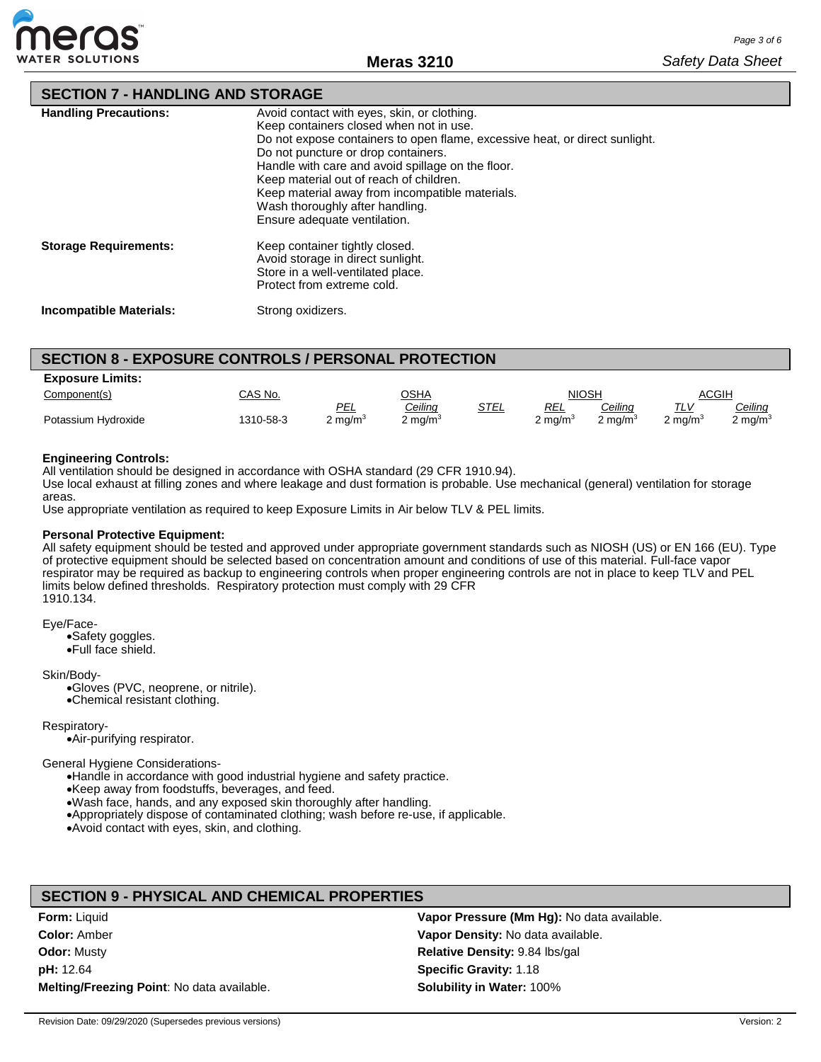## SECTION 7 - HANDLING AND STORAGE

**Handling Precautions:**

Avoid contact with eyes, skin, or clothing.
Keep containers closed when not in use.
Do not expose containers to open flame, excessive heat, or direct sunlight.
Do not puncture or drop containers.
Handle with care and avoid spillage on the floor.
Keep material out of reach of children.
Keep material away from incompatible materials.
Wash thoroughly after handling.
Ensure adequate ventilation.

**Storage Requirements:**

Keep container tightly closed.
Avoid storage in direct sunlight.
Store in a well-ventilated place.
Protect from extreme cold.

**Incompatible Materials:** Strong oxidizers.

## SECTION 8 - EXPOSURE CONTROLS / PERSONAL PROTECTION

**Exposure Limits:**

| Component(s) | CAS No. | OSHA | | | NIOSH | | ACGIH | |
|---|---|---|---|---|---|---|---|---|
| | | *PEL* | *Ceiling* | *STEL* | *REL* | *Ceiling* | *TLV* | *Ceiling* |
| Potassium Hydroxide | 1310-58-3 | 2 mg/m$^3$ | 2 mg/m$^3$ | | 2 mg/m$^3$ | 2 mg/m$^3$ | 2 mg/m$^3$ | 2 mg/m$^3$ |

**Engineering Controls:**

All ventilation should be designed in accordance with OSHA standard (29 CFR 1910.94).
Use local exhaust at filling zones and where leakage and dust formation is probable. Use mechanical (general) ventilation for storage areas.
Use appropriate ventilation as required to keep Exposure Limits in Air below TLV & PEL limits.

**Personal Protective Equipment:**

All safety equipment should be tested and approved under appropriate government standards such as NIOSH (US) or EN 166 (EU). Type of protective equipment should be selected based on concentration amount and conditions of use of this material. Full-face vapor respirator may be required as backup to engineering controls when proper engineering controls are not in place to keep TLV and PEL limits below defined thresholds. Respiratory protection must comply with 29 CFR 1910.134.

Eye/Face-
- Safety goggles.
- Full face shield.

Skin/Body-
- Gloves (PVC, neoprene, or nitrile).
- Chemical resistant clothing.

Respiratory-
- Air-purifying respirator.

General Hygiene Considerations-
- Handle in accordance with good industrial hygiene and safety practice.
- Keep away from foodstuffs, beverages, and feed.
- Wash face, hands, and any exposed skin thoroughly after handling.
- Appropriately dispose of contaminated clothing; wash before re-use, if applicable.
- Avoid contact with eyes, skin, and clothing.

## SECTION 9 - PHYSICAL AND CHEMICAL PROPERTIES

**Form:** Liquid
**Color:** Amber
**Odor:** Musty
**pH:** 12.64
**Melting/Freezing Point**: No data available.

**Vapor Pressure (Mm Hg):** No data available.
**Vapor Density:** No data available.
**Relative Density:** 9.84 lbs/gal
**Specific Gravity:** 1.18
**Solubility in Water:** 100%

Revision Date: 09/29/2020 (Supersedes previous versions) Version: 2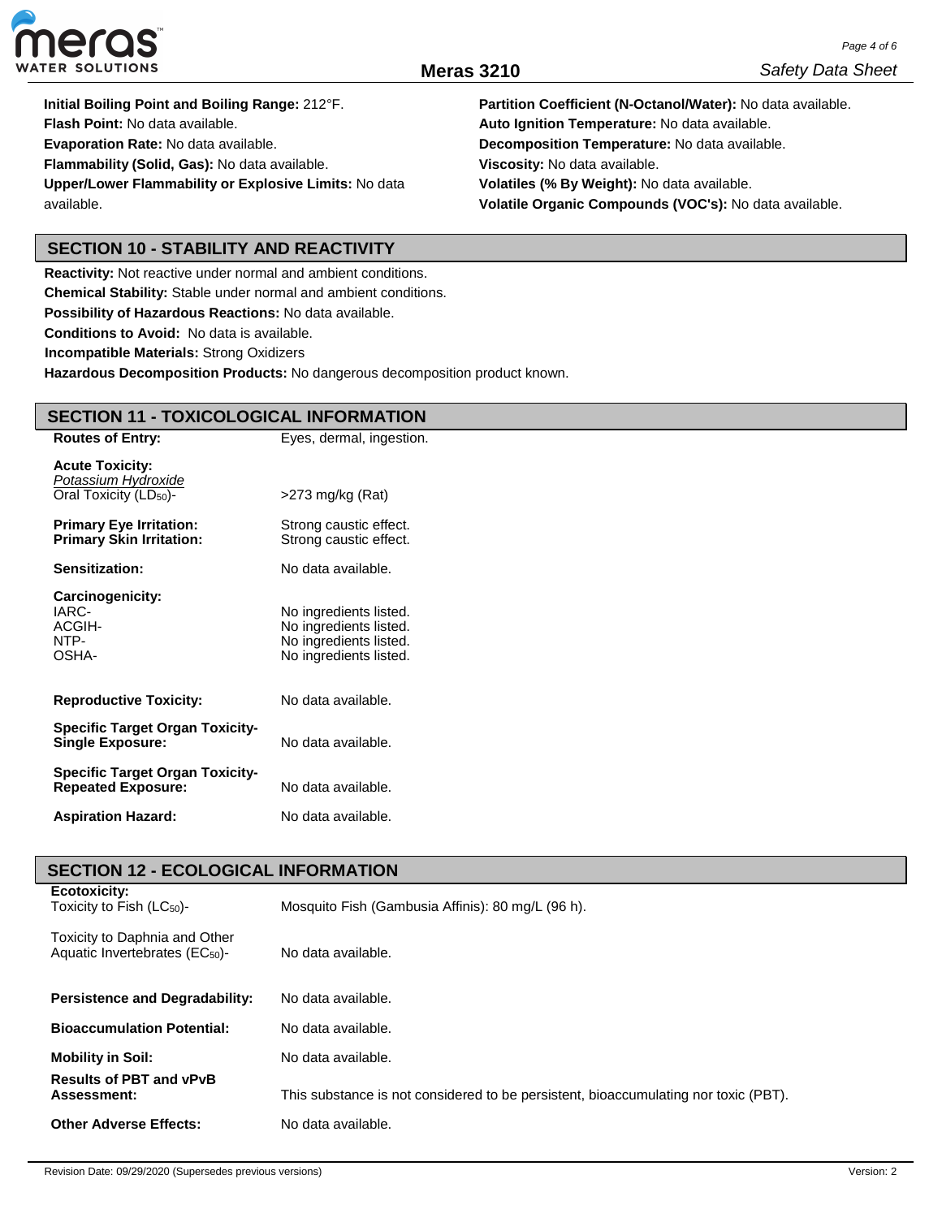**Initial Boiling Point and Boiling Range:** 212°F.
**Flash Point:** No data available.
**Evaporation Rate:** No data available.
**Flammability (Solid, Gas):** No data available.
**Upper/Lower Flammability or Explosive Limits:** No data available.

**Partition Coefficient (N-Octanol/Water):** No data available.
**Auto Ignition Temperature:** No data available.
**Decomposition Temperature:** No data available.
**Viscosity:** No data available.
**Volatiles (% By Weight):** No data available.
**Volatile Organic Compounds (VOC's):** No data available.

## SECTION 10 - STABILITY AND REACTIVITY

**Reactivity:** Not reactive under normal and ambient conditions.
**Chemical Stability:** Stable under normal and ambient conditions.
**Possibility of Hazardous Reactions:** No data available.
**Conditions to Avoid:** No data is available.
**Incompatible Materials:** Strong Oxidizers
**Hazardous Decomposition Products:** No dangerous decomposition product known.

## SECTION 11 - TOXICOLOGICAL INFORMATION

**Routes of Entry:** Eyes, dermal, ingestion.

**Acute Toxicity:**
*Potassium Hydroxide*
Oral Toxicity ($LD_{50}$)- >273 mg/kg (Rat)

**Primary Eye Irritation:** Strong caustic effect.
**Primary Skin Irritation:** Strong caustic effect.

**Sensitization:** No data available.

**Carcinogenicity:**
IARC- No ingredients listed.
ACGIH- No ingredients listed.
NTP- No ingredients listed.
OSHA- No ingredients listed.

**Reproductive Toxicity:** No data available.

**Specific Target Organ Toxicity-Single Exposure:** No data available.

**Specific Target Organ Toxicity-Repeated Exposure:** No data available.

**Aspiration Hazard:** No data available.

## SECTION 12 - ECOLOGICAL INFORMATION

**Ecotoxicity:**
Toxicity to Fish ($LC_{50}$)- Mosquito Fish (Gambusia Affinis): 80 mg/L (96 h).

Toxicity to Daphnia and Other Aquatic Invertebrates ($EC_{50}$)- No data available.

**Persistence and Degradability:** No data available.

**Bioaccumulation Potential:** No data available.

**Mobility in Soil:** No data available.

**Results of PBT and vPvB Assessment:** This substance is not considered to be persistent, bioaccumulating nor toxic (PBT).

**Other Adverse Effects:** No data available.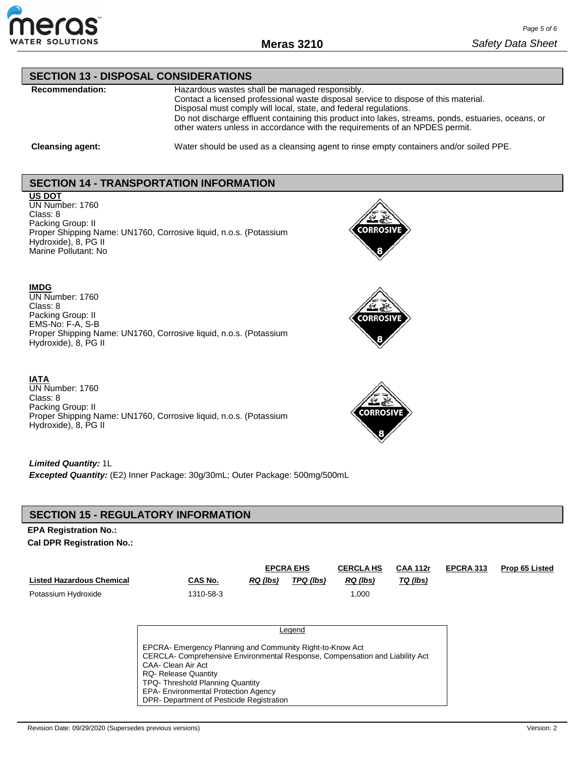## SECTION 13 - DISPOSAL CONSIDERATIONS

**Recommendation:** Hazardous wastes shall be managed responsibly.
Contact a licensed professional waste disposal service to dispose of this material.
Disposal must comply will local, state, and federal regulations.
Do not discharge effluent containing this product into lakes, streams, ponds, estuaries, oceans, or other waters unless in accordance with the requirements of an NPDES permit.

**Cleansing agent:** Water should be used as a cleansing agent to rinse empty containers and/or soiled PPE.

## SECTION 14 - TRANSPORTATION INFORMATION

**US DOT**
UN Number: 1760
Class: 8
Packing Group: II
Proper Shipping Name: UN1760, Corrosive liquid, n.o.s. (Potassium Hydroxide), 8, PG II
Marine Pollutant: No

**IMDG**
UN Number: 1760
Class: 8
Packing Group: II
EMS-No: F-A, S-B
Proper Shipping Name: UN1760, Corrosive liquid, n.o.s. (Potassium Hydroxide), 8, PG II

**IATA**
UN Number: 1760
Class: 8
Packing Group: II
Proper Shipping Name: UN1760, Corrosive liquid, n.o.s. (Potassium Hydroxide), 8, PG II

***Limited Quantity:*** 1L
***Excepted Quantity:*** (E2) Inner Package: 30g/30mL; Outer Package: 500mg/500mL

## SECTION 15 - REGULATORY INFORMATION

**EPA Registration No.:**
**Cal DPR Registration No.:**

| | | EPCRA EHS | | CERCLA HS | CAA 112r | EPCRA 313 | Prop 65 Listed |
|---|---|---|---|---|---|---|---|
| **Listed Hazardous Chemical** | **CAS No.** | *RQ (lbs)* | *TPQ (lbs)* | *RQ (lbs)* | *TQ (lbs)* | | |
| Potassium Hydroxide | 1310-58-3 | | | 1,000 | | | |

Legend

EPCRA- Emergency Planning and Community Right-to-Know Act
CERCLA- Comprehensive Environmental Response, Compensation and Liability Act
CAA- Clean Air Act
RQ- Release Quantity
TPQ- Threshold Planning Quantity
EPA- Environmental Protection Agency
DPR- Department of Pesticide Registration

Revision Date: 09/29/2020 (Supersedes previous versions) Version: 2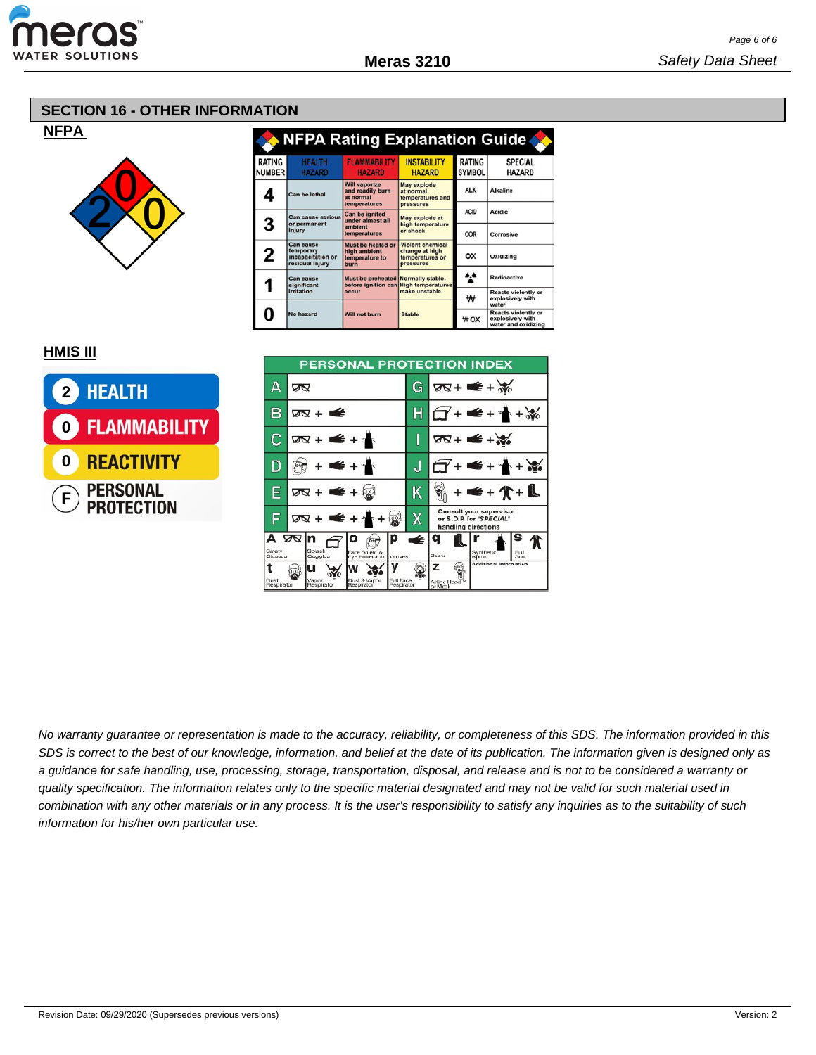## SECTION 16 - OTHER INFORMATION

**NFPA**

Health: 2
Flammability: 0
Instability: 0

**NFPA Rating Explanation Guide**

| RATING NUMBER | HEALTH HAZARD | FLAMMABILITY HAZARD | INSTABILITY HAZARD | RATING SYMBOL | SPECIAL HAZARD |
|---|---|---|---|---|---|
| 4 | Can be lethal | Will vaporize and readily burn at normal temperatures | May explode at normal temperatures and pressures | ALK | Alkaline |
| | | | | ACID | Acidic |
| 3 | Can cause serious or permanent injury | Can be ignited under almost all ambient temperatures | May explode at high temperature or shock | COR | Corrosive |
| 2 | Can cause temporary incapacitation or residual injury | Must be heated or high ambient temperature to burn | Violent chemical change at high temperatures or pressures | OX | Oxidizing |
| | | | | | Radioactive |
| 1 | Can cause significant irritation | Must be preheated before ignition can occur | Normally stable. High temperatures make unstable | W | Reacts violently or explosively with water |
| 0 | No hazard | Will not burn | Stable | W OX | Reacts violently or explosively with water and oxidizing |

**HMIS III**

| | |
|---|---|
| 2 | HEALTH |
| 0 | FLAMMABILITY |
| 0 | REACTIVITY |
| F | PERSONAL PROTECTION |

**PERSONAL PROTECTION INDEX**

| | | | |
|---|---|---|---|
| A | Safety Glasses | G | Safety Glasses + Gloves + Vapor Respirator |
| B | Safety Glasses + Gloves | H | Splash Goggles + Gloves + Synthetic Apron + Vapor Respirator |
| C | Safety Glasses + Gloves + Synthetic Apron | I | Safety Glasses + Gloves + Dust & Vapor Respirator |
| D | Face Shield & Eye Protection + Gloves + Synthetic Apron | J | Splash Goggles + Gloves + Synthetic Apron + Dust & Vapor Respirator |
| E | Safety Glasses + Gloves + Dust Respirator | K | Airline Hood or Mask + Gloves + Full Suit + Boots |
| F | Safety Glasses + Gloves + Synthetic Apron + Dust Respirator | X | Consult your supervisor or S.O.P. for "SPECIAL" handling directions |

| | | | | | | |
|---|---|---|---|---|---|---|
| A Safety Glasses | n Splash Goggles | o Face Shield & Eye Protection | p Gloves | q Boots | r Synthetic Apron | s Full Suit |
| t Dust Respirator | u Vapor Respirator | w Dust & Vapor Respirator | y Full Face Respirator | z Airline Hood or Mask | Additional Information | |

*No warranty guarantee or representation is made to the accuracy, reliability, or completeness of this SDS. The information provided in this SDS is correct to the best of our knowledge, information, and belief at the date of its publication. The information given is designed only as a guidance for safe handling, use, processing, storage, transportation, disposal, and release and is not to be considered a warranty or quality specification. The information relates only to the specific material designated and may not be valid for such material used in combination with any other materials or in any process. It is the user's responsibility to satisfy any inquiries as to the suitability of such information for his/her own particular use.*

Revision Date: 09/29/2020 (Supersedes previous versions) Version: 2